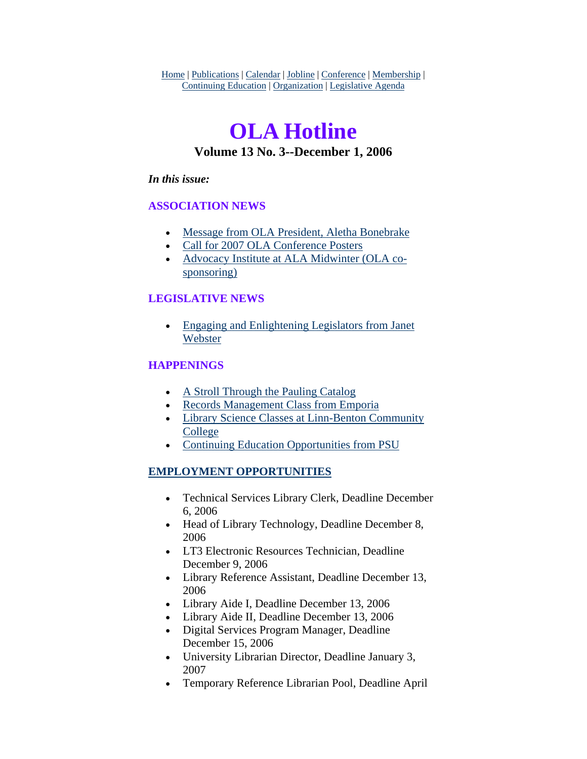Home | Publications | Calendar | Jobline | Conference | Membership | Continuing Education | Organization | Legislative Agenda

# OLA Hotline

### Volume 13 No. 3--December 1, 2006

***In this issue:***

**ASSOCIATION NEWS**

- Message from OLA President, Aletha Bonebrake
- Call for 2007 OLA Conference Posters
- Advocacy Institute at ALA Midwinter (OLA co-sponsoring)

**LEGISLATIVE NEWS**

- Engaging and Enlightening Legislators from Janet Webster

**HAPPENINGS**

- A Stroll Through the Pauling Catalog
- Records Management Class from Emporia
- Library Science Classes at Linn-Benton Community College
- Continuing Education Opportunities from PSU

**EMPLOYMENT OPPORTUNITIES**

- Technical Services Library Clerk, Deadline December 6, 2006
- Head of Library Technology, Deadline December 8, 2006
- LT3 Electronic Resources Technician, Deadline December 9, 2006
- Library Reference Assistant, Deadline December 13, 2006
- Library Aide I, Deadline December 13, 2006
- Library Aide II, Deadline December 13, 2006
- Digital Services Program Manager, Deadline December 15, 2006
- University Librarian Director, Deadline January 3, 2007
- Temporary Reference Librarian Pool, Deadline April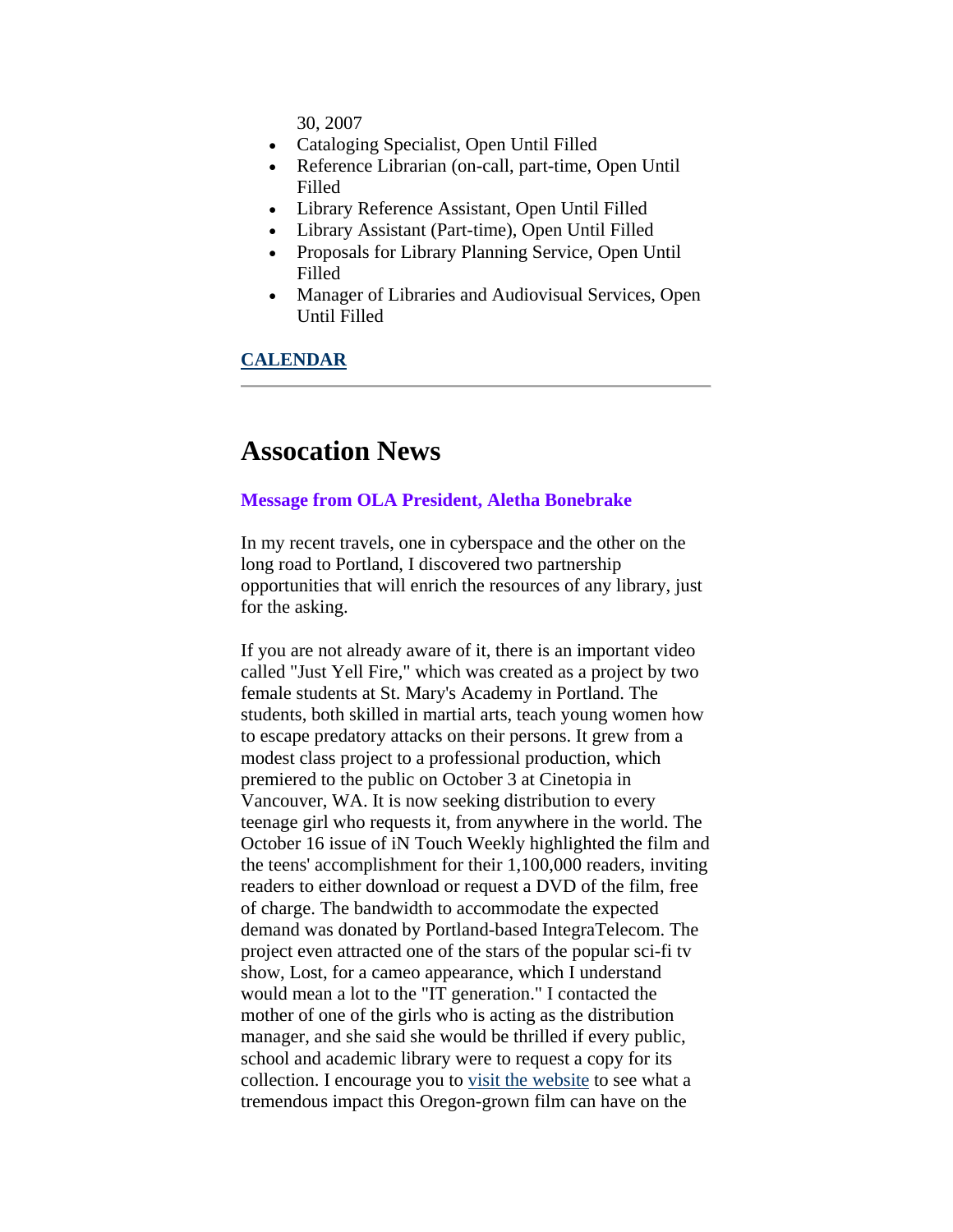30, 2007

- Cataloging Specialist, Open Until Filled
- Reference Librarian (on-call, part-time, Open Until Filled
- Library Reference Assistant, Open Until Filled
- Library Assistant (Part-time), Open Until Filled
- Proposals for Library Planning Service, Open Until Filled
- Manager of Libraries and Audiovisual Services, Open Until Filled

**CALENDAR**

---

# Assocation News

**Message from OLA President, Aletha Bonebrake**

In my recent travels, one in cyberspace and the other on the long road to Portland, I discovered two partnership opportunities that will enrich the resources of any library, just for the asking.

If you are not already aware of it, there is an important video called "Just Yell Fire," which was created as a project by two female students at St. Mary's Academy in Portland. The students, both skilled in martial arts, teach young women how to escape predatory attacks on their persons. It grew from a modest class project to a professional production, which premiered to the public on October 3 at Cinetopia in Vancouver, WA. It is now seeking distribution to every teenage girl who requests it, from anywhere in the world. The October 16 issue of iN Touch Weekly highlighted the film and the teens' accomplishment for their 1,100,000 readers, inviting readers to either download or request a DVD of the film, free of charge. The bandwidth to accommodate the expected demand was donated by Portland-based IntegraTelecom. The project even attracted one of the stars of the popular sci-fi tv show, Lost, for a cameo appearance, which I understand would mean a lot to the "IT generation." I contacted the mother of one of the girls who is acting as the distribution manager, and she said she would be thrilled if every public, school and academic library were to request a copy for its collection. I encourage you to visit the website to see what a tremendous impact this Oregon-grown film can have on the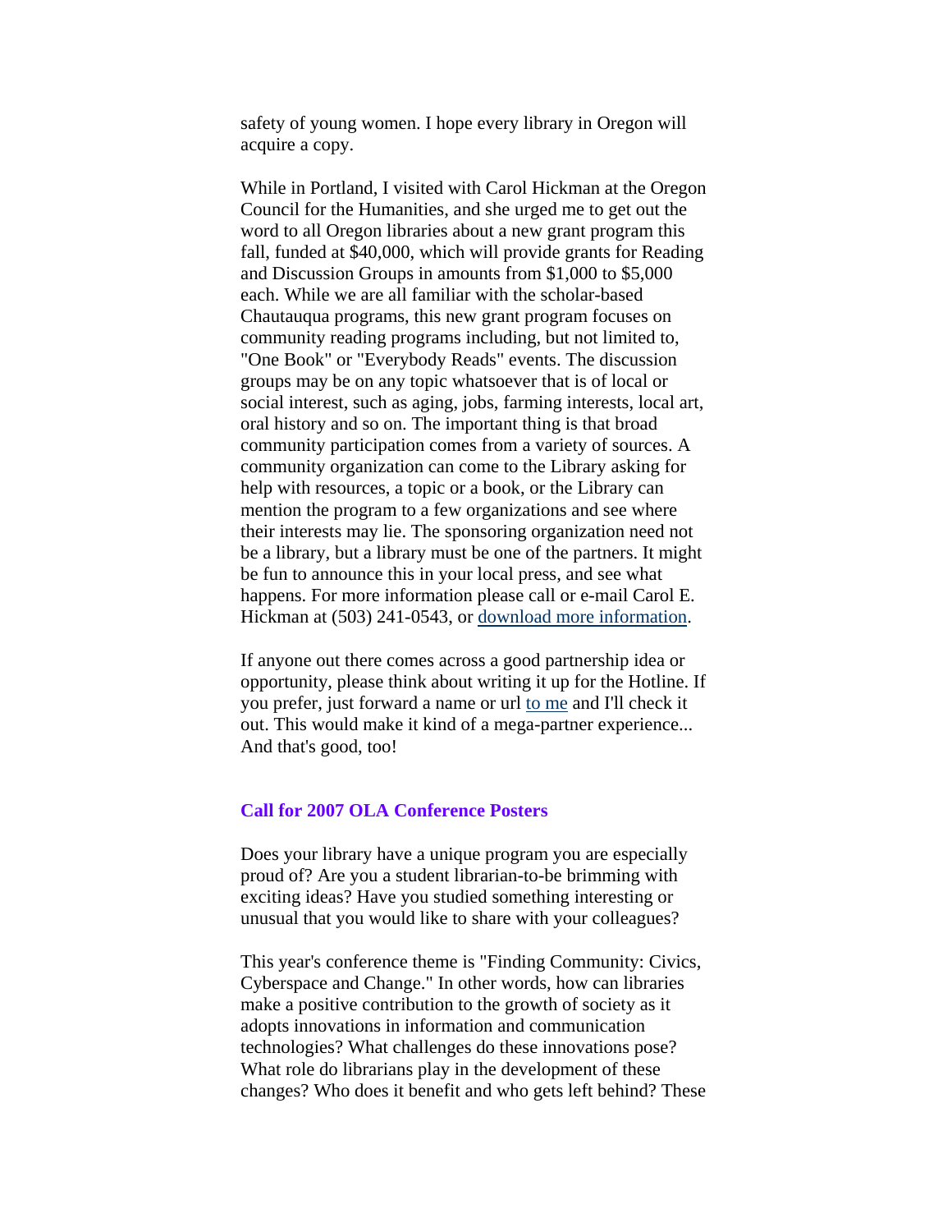safety of young women. I hope every library in Oregon will acquire a copy.

While in Portland, I visited with Carol Hickman at the Oregon Council for the Humanities, and she urged me to get out the word to all Oregon libraries about a new grant program this fall, funded at $40,000, which will provide grants for Reading and Discussion Groups in amounts from $1,000 to $5,000 each. While we are all familiar with the scholar-based Chautauqua programs, this new grant program focuses on community reading programs including, but not limited to, "One Book" or "Everybody Reads" events. The discussion groups may be on any topic whatsoever that is of local or social interest, such as aging, jobs, farming interests, local art, oral history and so on. The important thing is that broad community participation comes from a variety of sources. A community organization can come to the Library asking for help with resources, a topic or a book, or the Library can mention the program to a few organizations and see where their interests may lie. The sponsoring organization need not be a library, but a library must be one of the partners. It might be fun to announce this in your local press, and see what happens. For more information please call or e-mail Carol E. Hickman at (503) 241-0543, or download more information.

If anyone out there comes across a good partnership idea or opportunity, please think about writing it up for the Hotline. If you prefer, just forward a name or url to me and I'll check it out. This would make it kind of a mega-partner experience... And that's good, too!

### Call for 2007 OLA Conference Posters

Does your library have a unique program you are especially proud of? Are you a student librarian-to-be brimming with exciting ideas? Have you studied something interesting or unusual that you would like to share with your colleagues?

This year's conference theme is "Finding Community: Civics, Cyberspace and Change." In other words, how can libraries make a positive contribution to the growth of society as it adopts innovations in information and communication technologies? What challenges do these innovations pose? What role do librarians play in the development of these changes? Who does it benefit and who gets left behind? These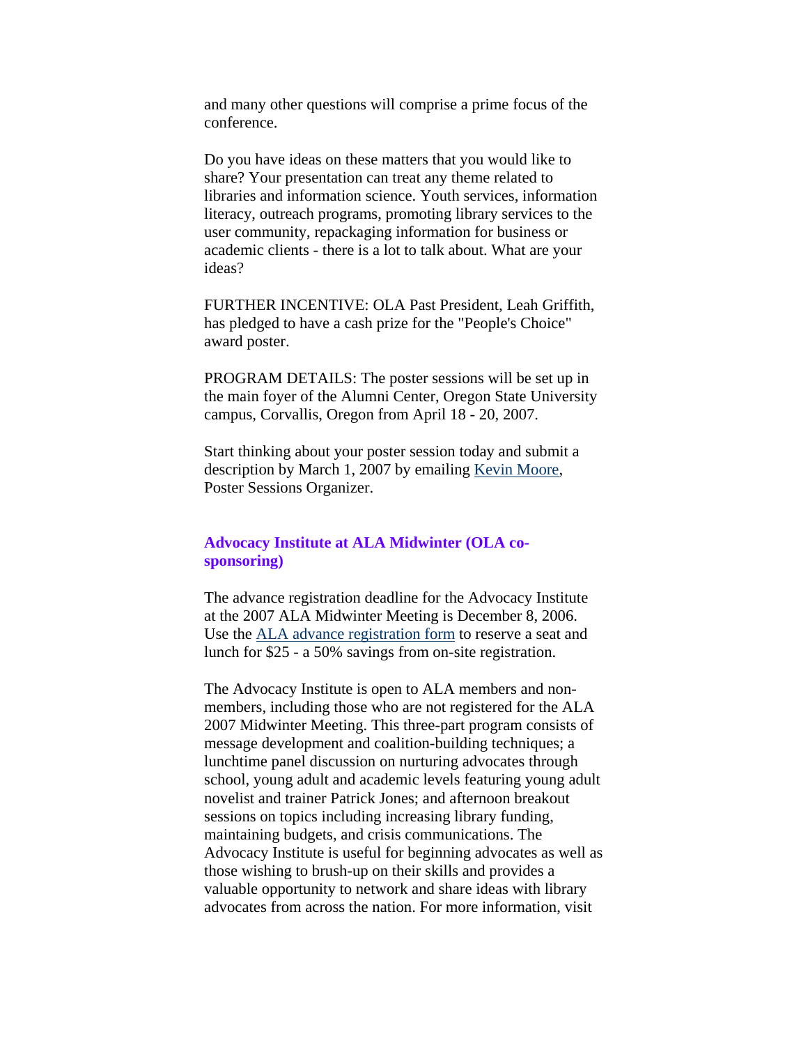and many other questions will comprise a prime focus of the conference.

Do you have ideas on these matters that you would like to share? Your presentation can treat any theme related to libraries and information science. Youth services, information literacy, outreach programs, promoting library services to the user community, repackaging information for business or academic clients - there is a lot to talk about. What are your ideas?

FURTHER INCENTIVE: OLA Past President, Leah Griffith, has pledged to have a cash prize for the "People's Choice" award poster.

PROGRAM DETAILS: The poster sessions will be set up in the main foyer of the Alumni Center, Oregon State University campus, Corvallis, Oregon from April 18 - 20, 2007.

Start thinking about your poster session today and submit a description by March 1, 2007 by emailing Kevin Moore, Poster Sessions Organizer.

### Advocacy Institute at ALA Midwinter (OLA co-sponsoring)

The advance registration deadline for the Advocacy Institute at the 2007 ALA Midwinter Meeting is December 8, 2006. Use the ALA advance registration form to reserve a seat and lunch for $25 - a 50% savings from on-site registration.

The Advocacy Institute is open to ALA members and non-members, including those who are not registered for the ALA 2007 Midwinter Meeting. This three-part program consists of message development and coalition-building techniques; a lunchtime panel discussion on nurturing advocates through school, young adult and academic levels featuring young adult novelist and trainer Patrick Jones; and afternoon breakout sessions on topics including increasing library funding, maintaining budgets, and crisis communications. The Advocacy Institute is useful for beginning advocates as well as those wishing to brush-up on their skills and provides a valuable opportunity to network and share ideas with library advocates from across the nation. For more information, visit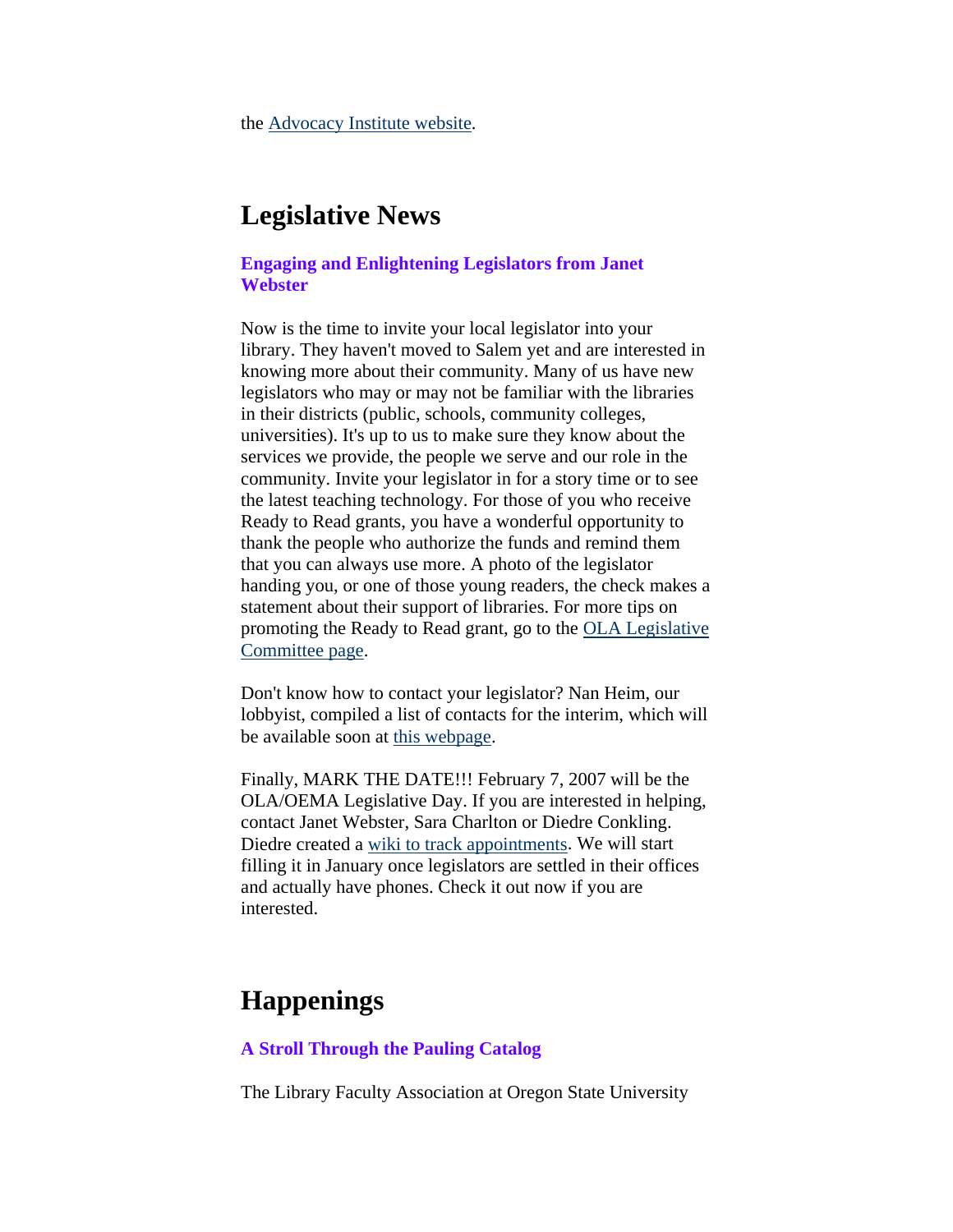the Advocacy Institute website.

# Legislative News

### Engaging and Enlightening Legislators from Janet Webster

Now is the time to invite your local legislator into your library. They haven't moved to Salem yet and are interested in knowing more about their community. Many of us have new legislators who may or may not be familiar with the libraries in their districts (public, schools, community colleges, universities). It's up to us to make sure they know about the services we provide, the people we serve and our role in the community. Invite your legislator in for a story time or to see the latest teaching technology. For those of you who receive Ready to Read grants, you have a wonderful opportunity to thank the people who authorize the funds and remind them that you can always use more. A photo of the legislator handing you, or one of those young readers, the check makes a statement about their support of libraries. For more tips on promoting the Ready to Read grant, go to the OLA Legislative Committee page.

Don't know how to contact your legislator? Nan Heim, our lobbyist, compiled a list of contacts for the interim, which will be available soon at this webpage.

Finally, MARK THE DATE!!! February 7, 2007 will be the OLA/OEMA Legislative Day. If you are interested in helping, contact Janet Webster, Sara Charlton or Diedre Conkling. Diedre created a wiki to track appointments. We will start filling it in January once legislators are settled in their offices and actually have phones. Check it out now if you are interested.

# Happenings

### A Stroll Through the Pauling Catalog

The Library Faculty Association at Oregon State University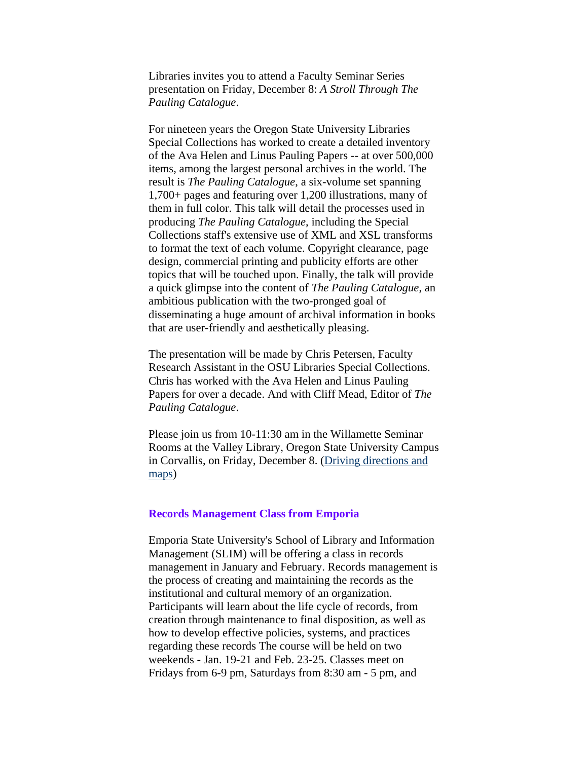Libraries invites you to attend a Faculty Seminar Series presentation on Friday, December 8: *A Stroll Through The Pauling Catalogue*.

For nineteen years the Oregon State University Libraries Special Collections has worked to create a detailed inventory of the Ava Helen and Linus Pauling Papers -- at over 500,000 items, among the largest personal archives in the world. The result is *The Pauling Catalogue*, a six-volume set spanning 1,700+ pages and featuring over 1,200 illustrations, many of them in full color. This talk will detail the processes used in producing *The Pauling Catalogue*, including the Special Collections staff's extensive use of XML and XSL transforms to format the text of each volume. Copyright clearance, page design, commercial printing and publicity efforts are other topics that will be touched upon. Finally, the talk will provide a quick glimpse into the content of *The Pauling Catalogue*, an ambitious publication with the two-pronged goal of disseminating a huge amount of archival information in books that are user-friendly and aesthetically pleasing.

The presentation will be made by Chris Petersen, Faculty Research Assistant in the OSU Libraries Special Collections. Chris has worked with the Ava Helen and Linus Pauling Papers for over a decade. And with Cliff Mead, Editor of *The Pauling Catalogue*.

Please join us from 10-11:30 am in the Willamette Seminar Rooms at the Valley Library, Oregon State University Campus in Corvallis, on Friday, December 8. (Driving directions and maps)

### Records Management Class from Emporia

Emporia State University's School of Library and Information Management (SLIM) will be offering a class in records management in January and February. Records management is the process of creating and maintaining the records as the institutional and cultural memory of an organization. Participants will learn about the life cycle of records, from creation through maintenance to final disposition, as well as how to develop effective policies, systems, and practices regarding these records The course will be held on two weekends - Jan. 19-21 and Feb. 23-25. Classes meet on Fridays from 6-9 pm, Saturdays from 8:30 am - 5 pm, and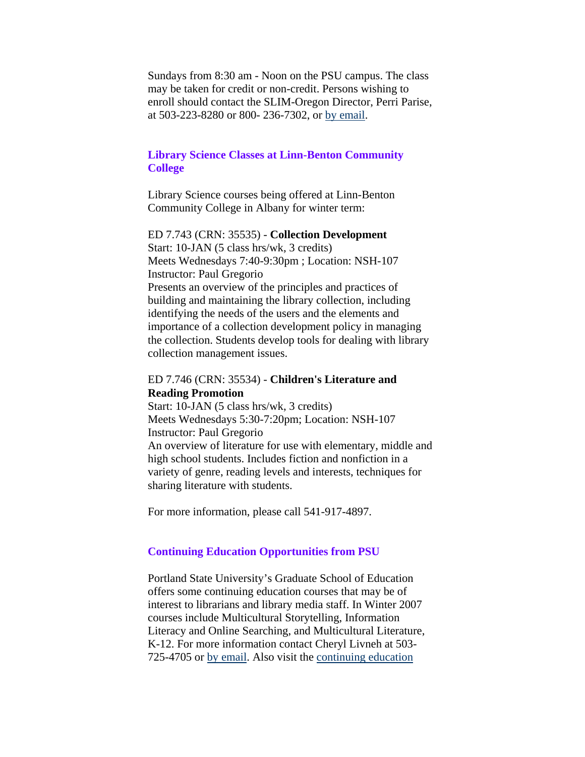Sundays from 8:30 am - Noon on the PSU campus. The class may be taken for credit or non-credit. Persons wishing to enroll should contact the SLIM-Oregon Director, Perri Parise, at 503-223-8280 or 800- 236-7302, or by email.

### Library Science Classes at Linn-Benton Community College

Library Science courses being offered at Linn-Benton Community College in Albany for winter term:

ED 7.743 (CRN: 35535) - **Collection Development**
Start: 10-JAN (5 class hrs/wk, 3 credits)
Meets Wednesdays 7:40-9:30pm ; Location: NSH-107
Instructor: Paul Gregorio
Presents an overview of the principles and practices of building and maintaining the library collection, including identifying the needs of the users and the elements and importance of a collection development policy in managing the collection. Students develop tools for dealing with library collection management issues.

ED 7.746 (CRN: 35534) - **Children's Literature and Reading Promotion**
Start: 10-JAN (5 class hrs/wk, 3 credits)
Meets Wednesdays 5:30-7:20pm; Location: NSH-107
Instructor: Paul Gregorio
An overview of literature for use with elementary, middle and high school students. Includes fiction and nonfiction in a variety of genre, reading levels and interests, techniques for sharing literature with students.

For more information, please call 541-917-4897.

### Continuing Education Opportunities from PSU

Portland State University's Graduate School of Education offers some continuing education courses that may be of interest to librarians and library media staff. In Winter 2007 courses include Multicultural Storytelling, Information Literacy and Online Searching, and Multicultural Literature, K-12. For more information contact Cheryl Livneh at 503-725-4705 or by email. Also visit the continuing education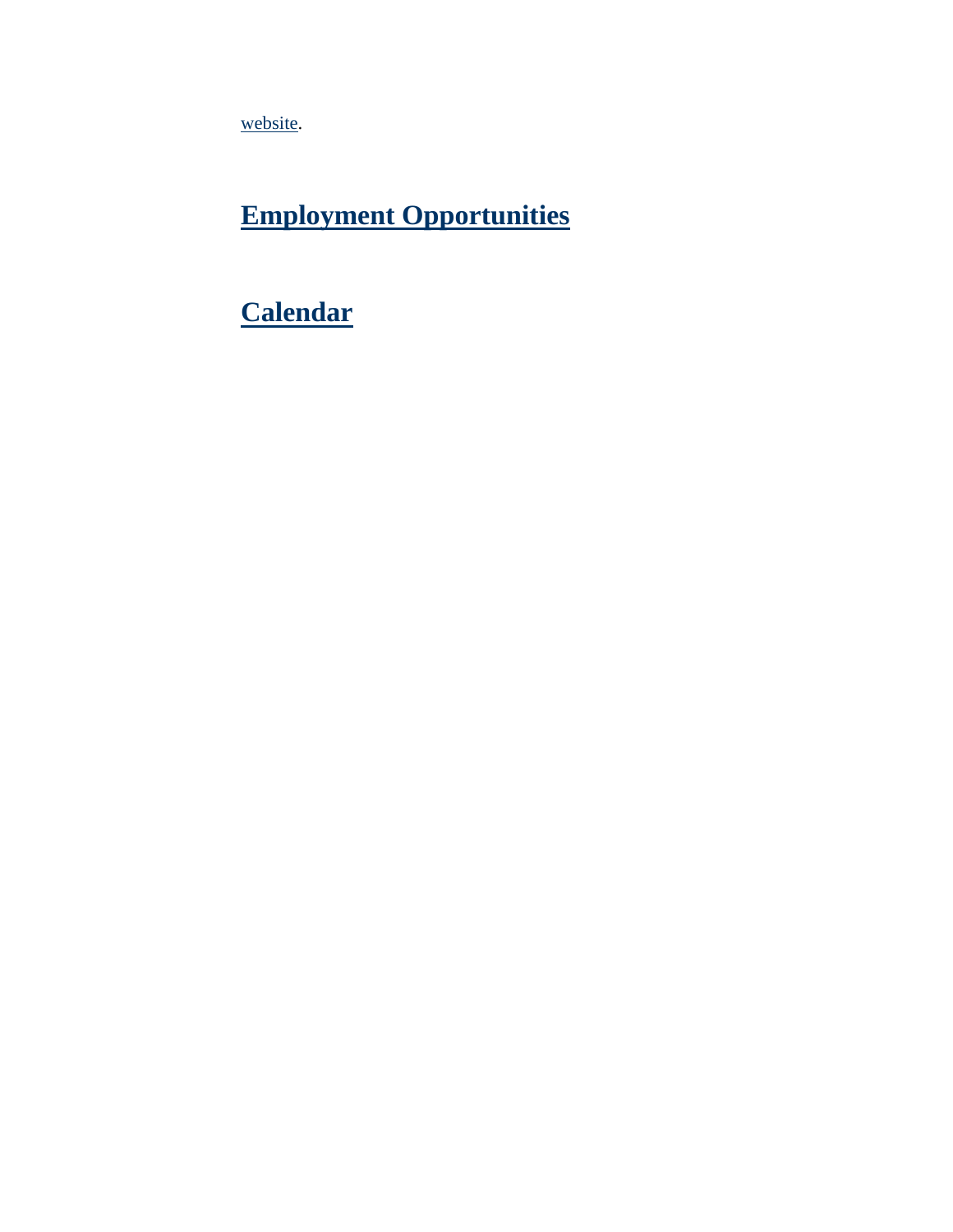website.

## Employment Opportunities

## Calendar